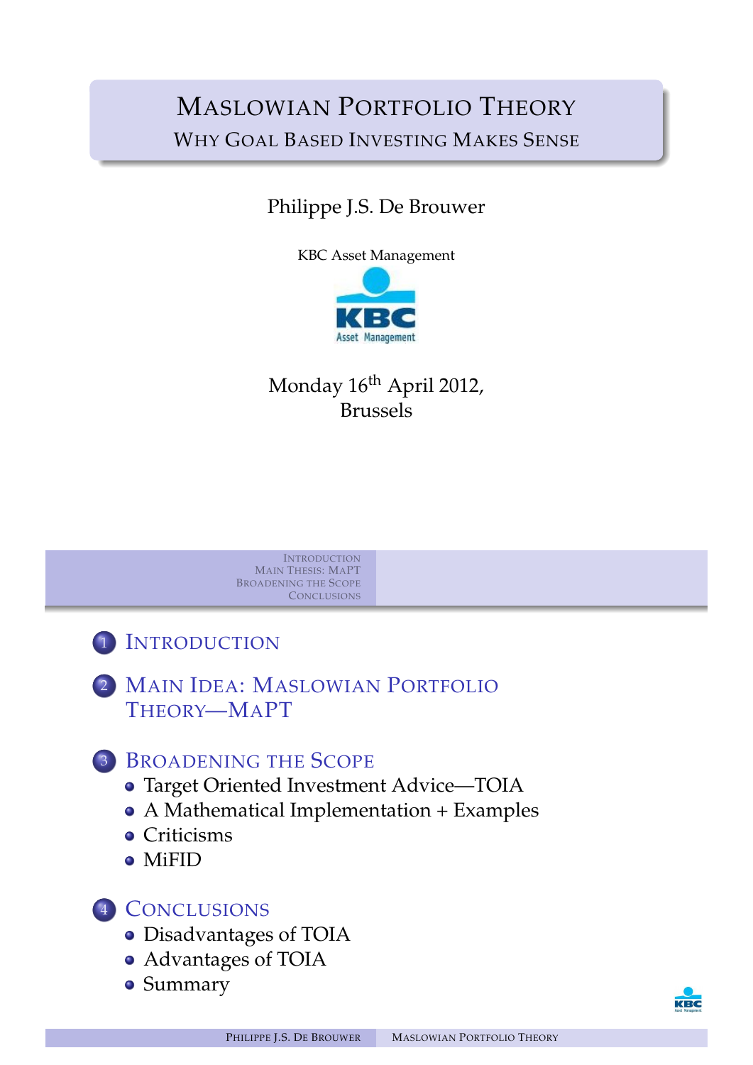# Maslowian Portfolio Theory

## Why Goal Based Investing Makes Sense

Philippe J.S. De Brouwer

KBC Asset Management

Monday 16$^{\text{th}}$ April 2012,
Brussels

---

1. Introduction
2. Main Idea: Maslowian Portfolio Theory—MaPT
3. Broadening the Scope
   - Target Oriented Investment Advice—TOIA
   - A Mathematical Implementation + Examples
   - Criticisms
   - MiFID
4. Conclusions
   - Disadvantages of TOIA
   - Advantages of TOIA
   - Summary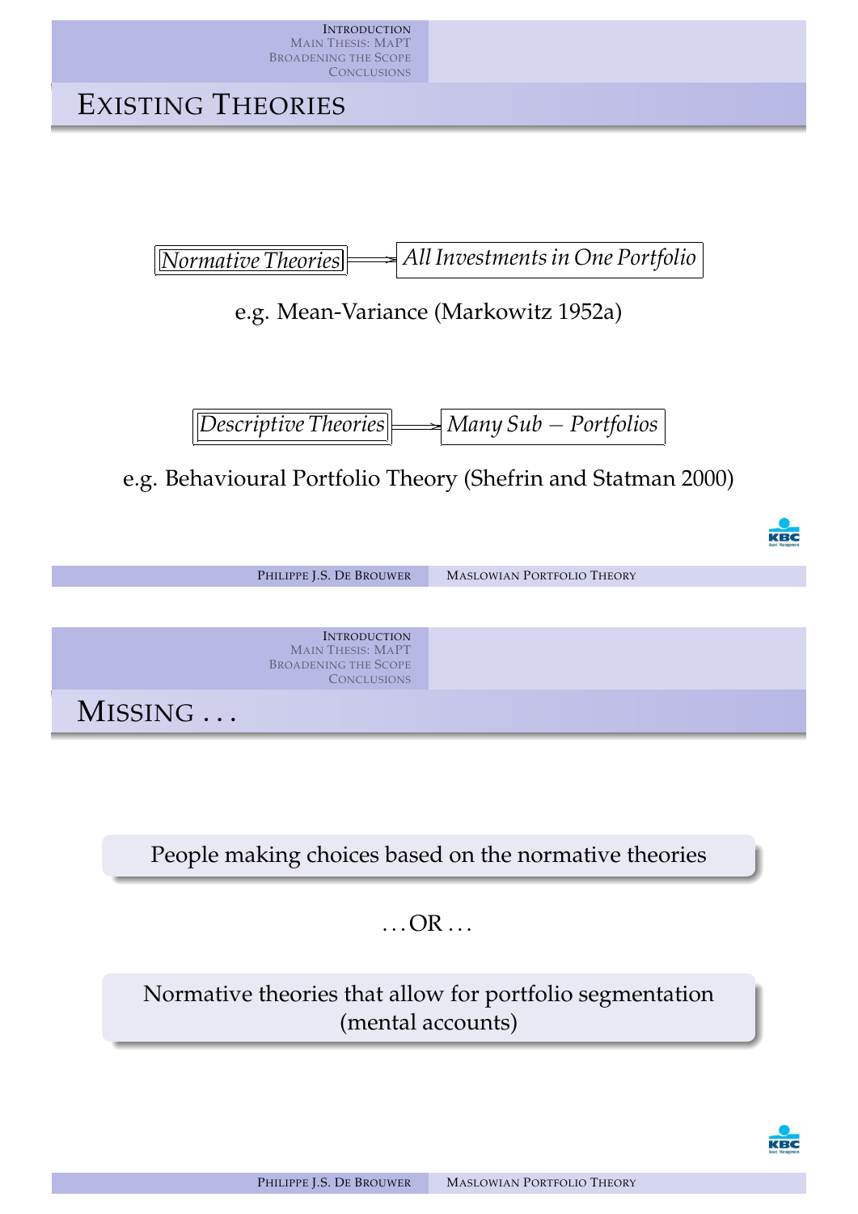# Existing Theories

*Normative Theories* ⟹ *All Investments in One Portfolio*

e.g. Mean-Variance (Markowitz 1952a)

*Descriptive Theories* ⟹ *Many Sub − Portfolios*

e.g. Behavioural Portfolio Theory (Shefrin and Statman 2000)

# Missing . . .

People making choices based on the normative theories

. . . OR . . .

Normative theories that allow for portfolio segmentation (mental accounts)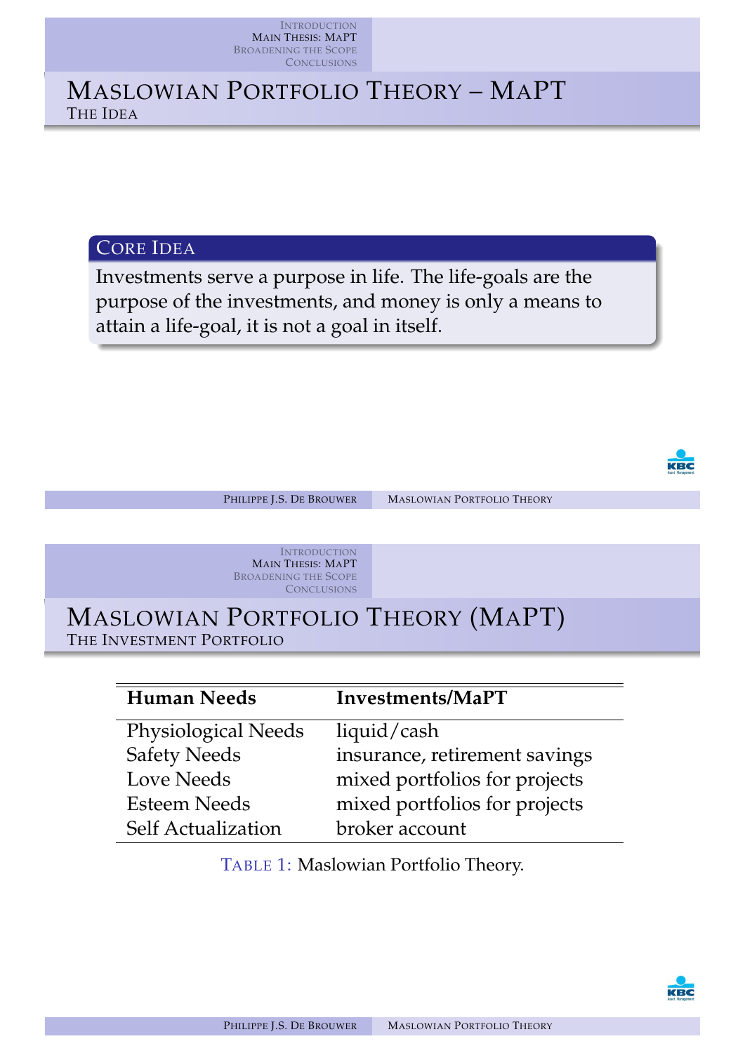# Maslowian Portfolio Theory – MaPT

## The Idea

**Core Idea**

Investments serve a purpose in life. The life-goals are the purpose of the investments, and money is only a means to attain a life-goal, it is not a goal in itself.

# Maslowian Portfolio Theory (MaPT)

## The Investment Portfolio

| Human Needs | Investments/MaPT |
|---|---|
| Physiological Needs | liquid/cash |
| Safety Needs | insurance, retirement savings |
| Love Needs | mixed portfolios for projects |
| Esteem Needs | mixed portfolios for projects |
| Self Actualization | broker account |

Table 1: Maslowian Portfolio Theory.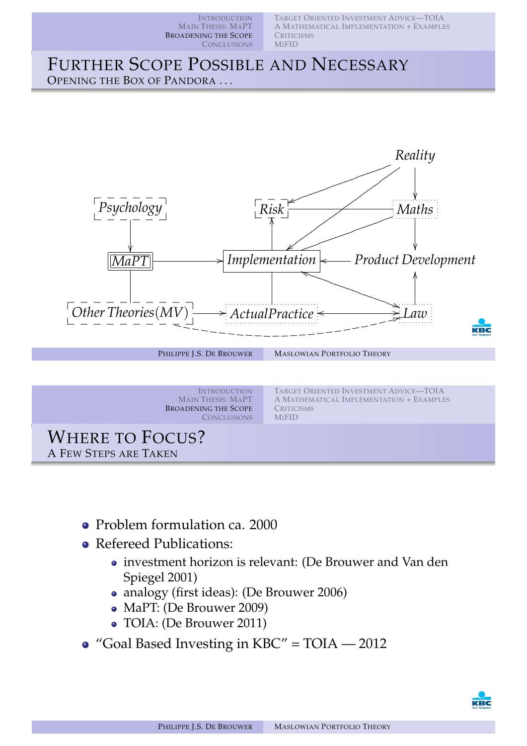## Further Scope Possible and Necessary

### Opening the Box of Pandora ...

Reality

Psychology

Risk

Maths

MaPT

Implementation

Product Development

Other Theories(MV)

ActualPractice

Law

## Where to Focus?

### A Few Steps are Taken

- Problem formulation ca. 2000
- Refereed Publications:
  - investment horizon is relevant: (De Brouwer and Van den Spiegel 2001)
  - analogy (first ideas): (De Brouwer 2006)
  - MaPT: (De Brouwer 2009)
  - TOIA: (De Brouwer 2011)
- “Goal Based Investing in KBC” = TOIA — 2012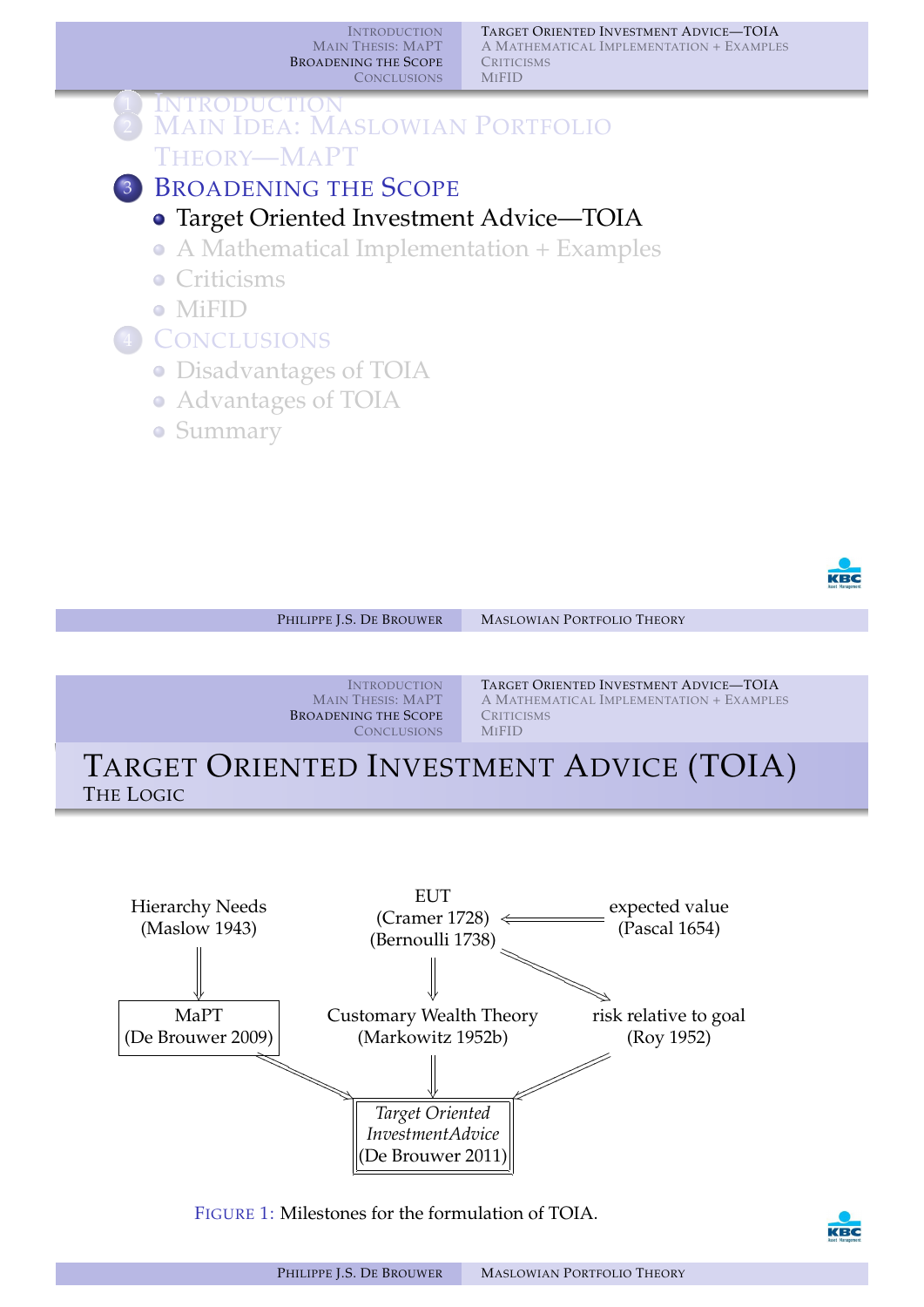1. Introduction
2. Main Idea: Maslowian Portfolio Theory—MaPT

## 3 Broadening the Scope

- **Target Oriented Investment Advice—TOIA**
- A Mathematical Implementation + Examples
- Criticisms
- MiFID

4. Conclusions
   - Disadvantages of TOIA
   - Advantages of TOIA
   - Summary

# Target Oriented Investment Advice (TOIA)

## The Logic

Hierarchy Needs (Maslow 1943) ⇒ MaPT (De Brouwer 2009)

expected value (Pascal 1654) ⇒ EUT (Cramer 1728) (Bernoulli 1738)

EUT ⇒ Customary Wealth Theory (Markowitz 1952b)

EUT ⇒ risk relative to goal (Roy 1952)

MaPT (De Brouwer 2009), Customary Wealth Theory (Markowitz 1952b), risk relative to goal (Roy 1952) ⇒ *Target Oriented InvestmentAdvice* (De Brouwer 2011)

Figure 1: Milestones for the formulation of TOIA.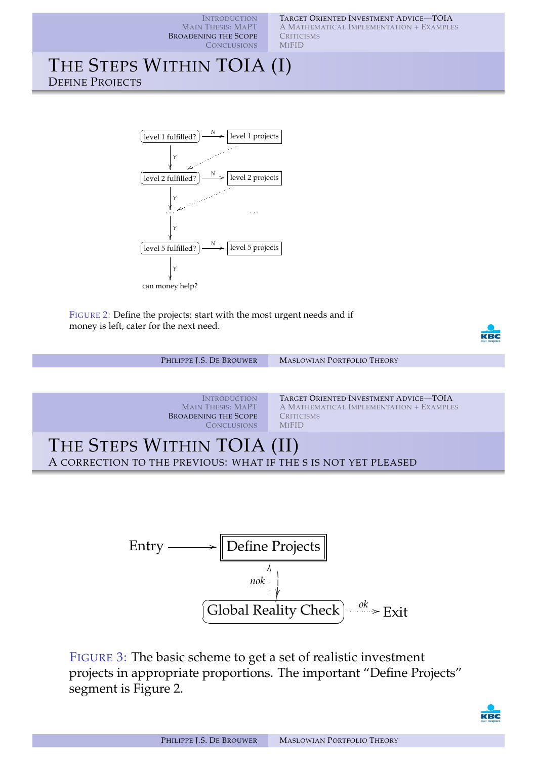# The Steps Within TOIA (I)

## Define Projects

level 1 fulfilled? —N→ level 1 projects

Y ↓

level 2 fulfilled? —N→ level 2 projects

Y ↓

. . .                . . .

Y ↓

level 5 fulfilled? —N→ level 5 projects

Y ↓

can money help?

FIGURE 2: Define the projects: start with the most urgent needs and if money is left, cater for the next need.

# The Steps Within TOIA (II)

## A correction to the previous: what if the s is not yet pleased

Entry → Define Projects

nok ↕

Global Reality Check —ok→ Exit

FIGURE 3: The basic scheme to get a set of realistic investment projects in appropriate proportions. The important "Define Projects" segment is Figure 2.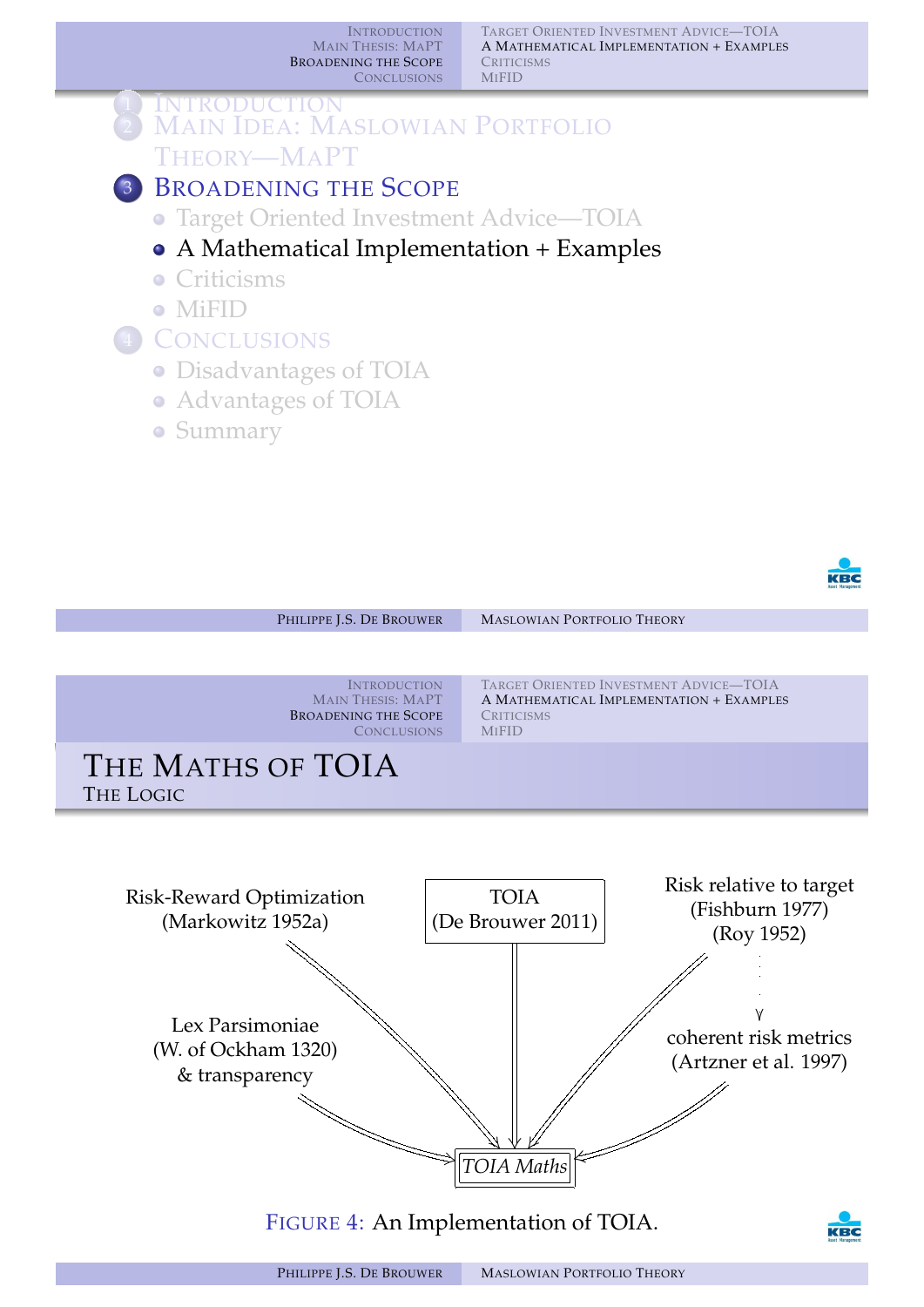1. Introduction
2. Main Idea: Maslowian Portfolio Theory—MaPT
3. **Broadening the Scope**
   - Target Oriented Investment Advice—TOIA
   - **A Mathematical Implementation + Examples**
   - Criticisms
   - MiFID
4. Conclusions
   - Disadvantages of TOIA
   - Advantages of TOIA
   - Summary

# The Maths of TOIA

## The Logic

Risk-Reward Optimization (Markowitz 1952a)

TOIA (De Brouwer 2011)

Risk relative to target (Fishburn 1977) (Roy 1952)

Lex Parsimoniae (W. of Ockham 1320) & transparency

coherent risk metrics (Artzner et al. 1997)

*TOIA Maths*

Figure 4: An Implementation of TOIA.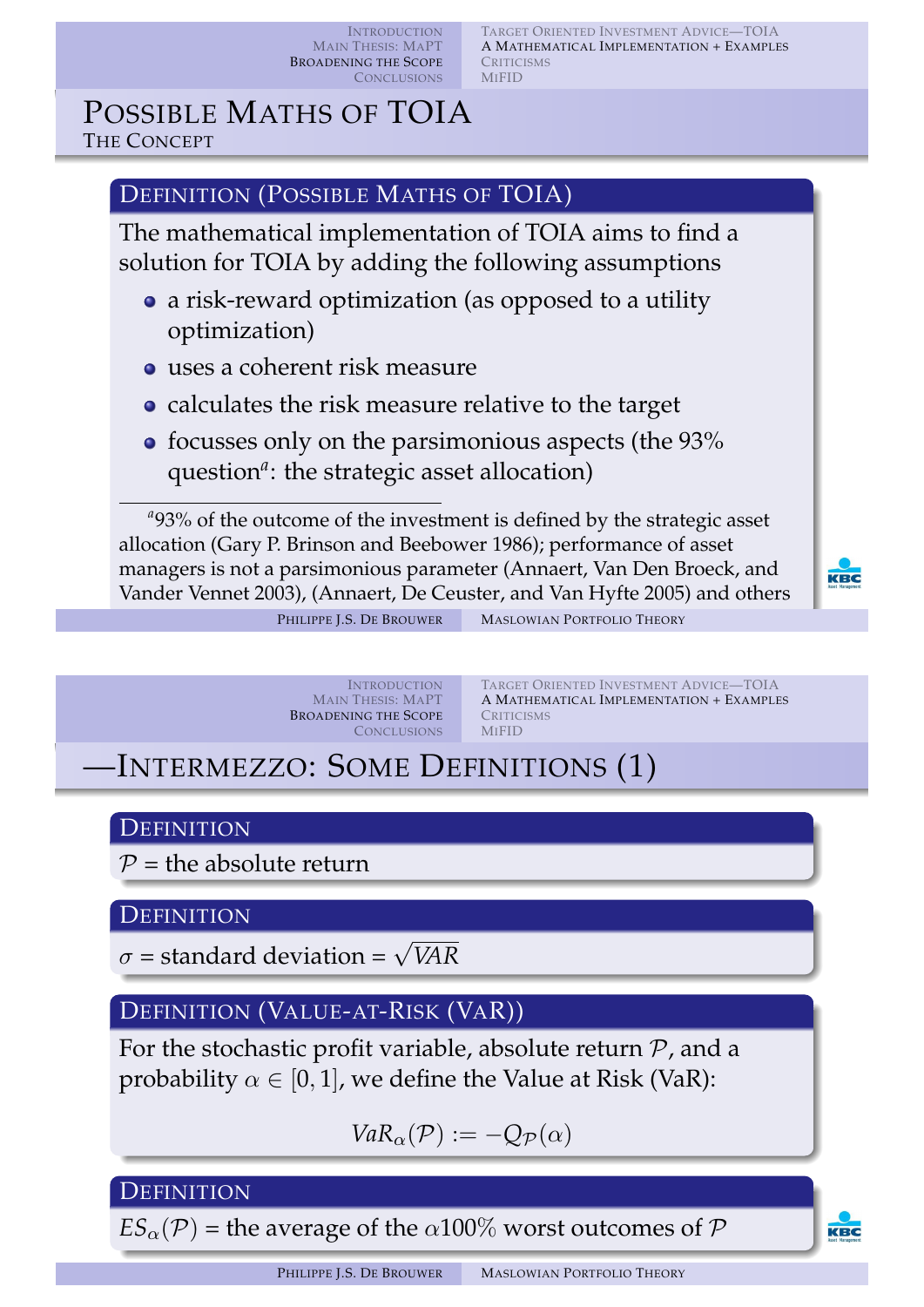# Possible Maths of TOIA

## The Concept

**Definition (Possible Maths of TOIA)**

The mathematical implementation of TOIA aims to find a solution for TOIA by adding the following assumptions

- a risk-reward optimization (as opposed to a utility optimization)
- uses a coherent risk measure
- calculates the risk measure relative to the target
- focusses only on the parsimonious aspects (the 93% question[a]: the strategic asset allocation)

[a] 93% of the outcome of the investment is defined by the strategic asset allocation (Gary P. Brinson and Beebower 1986); performance of asset managers is not a parsimonious parameter (Annaert, Van Den Broeck, and Vander Vennet 2003), (Annaert, De Ceuster, and Van Hyfte 2005) and others

# —Intermezzo: Some Definitions (1)

**Definition**

$\mathcal{P}$ = the absolute return

**Definition**

$\sigma$ = standard deviation = $\sqrt{VAR}$

**Definition (Value-at-Risk (VaR))**

For the stochastic profit variable, absolute return $\mathcal{P}$, and a probability $\alpha \in [0, 1]$, we define the Value at Risk (VaR):

$$VaR_\alpha(\mathcal{P}) := -Q_{\mathcal{P}}(\alpha)$$

**Definition**

$ES_\alpha(\mathcal{P})$ = the average of the $\alpha 100\%$ worst outcomes of $\mathcal{P}$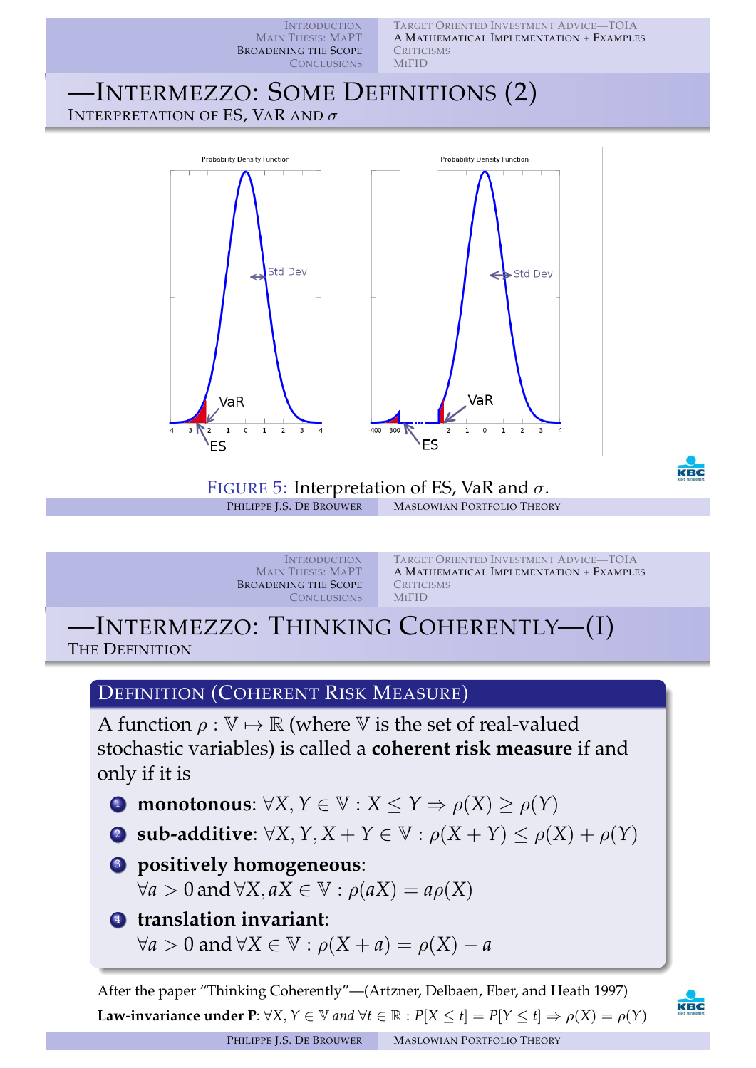## —Intermezzo: Some Definitions (2)

### Interpretation of ES, VaR and $\sigma$

FIGURE 5: Interpretation of ES, VaR and $\sigma$.

## —Intermezzo: Thinking Coherently—(I)

### The Definition

**Definition (Coherent Risk Measure)**

A function $\rho : \mathbb{V} \mapsto \mathbb{R}$ (where $\mathbb{V}$ is the set of real-valued stochastic variables) is called a **coherent risk measure** if and only if it is

1. **monotonous**: $\forall X, Y \in \mathbb{V} : X \leq Y \Rightarrow \rho(X) \geq \rho(Y)$
2. **sub-additive**: $\forall X, Y, X + Y \in \mathbb{V} : \rho(X + Y) \leq \rho(X) + \rho(Y)$
3. **positively homogeneous**: $\forall a > 0$ and $\forall X, aX \in \mathbb{V} : \rho(aX) = a\rho(X)$
4. **translation invariant**: $\forall a > 0$ and $\forall X \in \mathbb{V} : \rho(X + a) = \rho(X) - a$

After the paper "Thinking Coherently"—(Artzner, Delbaen, Eber, and Heath 1997)

**Law-invariance under P**: $\forall X, Y \in \mathbb{V}$ *and* $\forall t \in \mathbb{R} : P[X \leq t] = P[Y \leq t] \Rightarrow \rho(X) = \rho(Y)$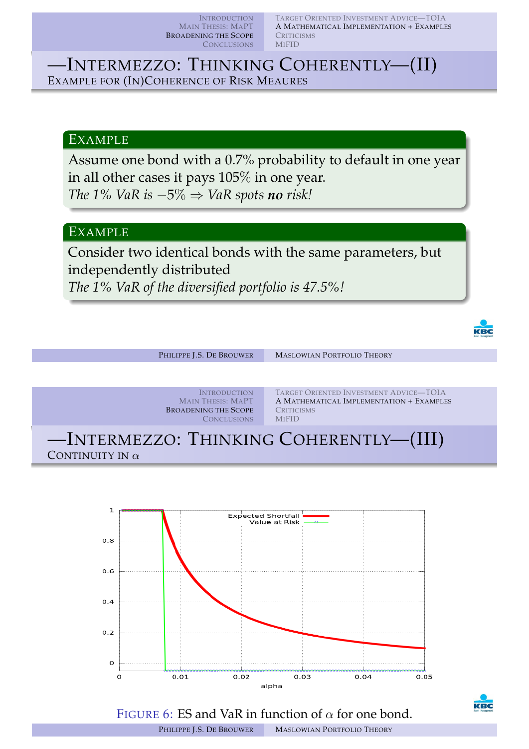# —Intermezzo: Thinking Coherently—(II)

## Example for (In)Coherence of Risk Meaures

**Example**

Assume one bond with a 0.7% probability to default in one year in all other cases it pays 105% in one year.
*The 1% VaR is $-5\%$ $\Rightarrow$ VaR spots **no** risk!*

**Example**

Consider two identical bonds with the same parameters, but independently distributed
*The 1% VaR of the diversified portfolio is 47.5%!*

# —Intermezzo: Thinking Coherently—(III)

## Continuity in $\alpha$

FIGURE 6: ES and VaR in function of $\alpha$ for one bond.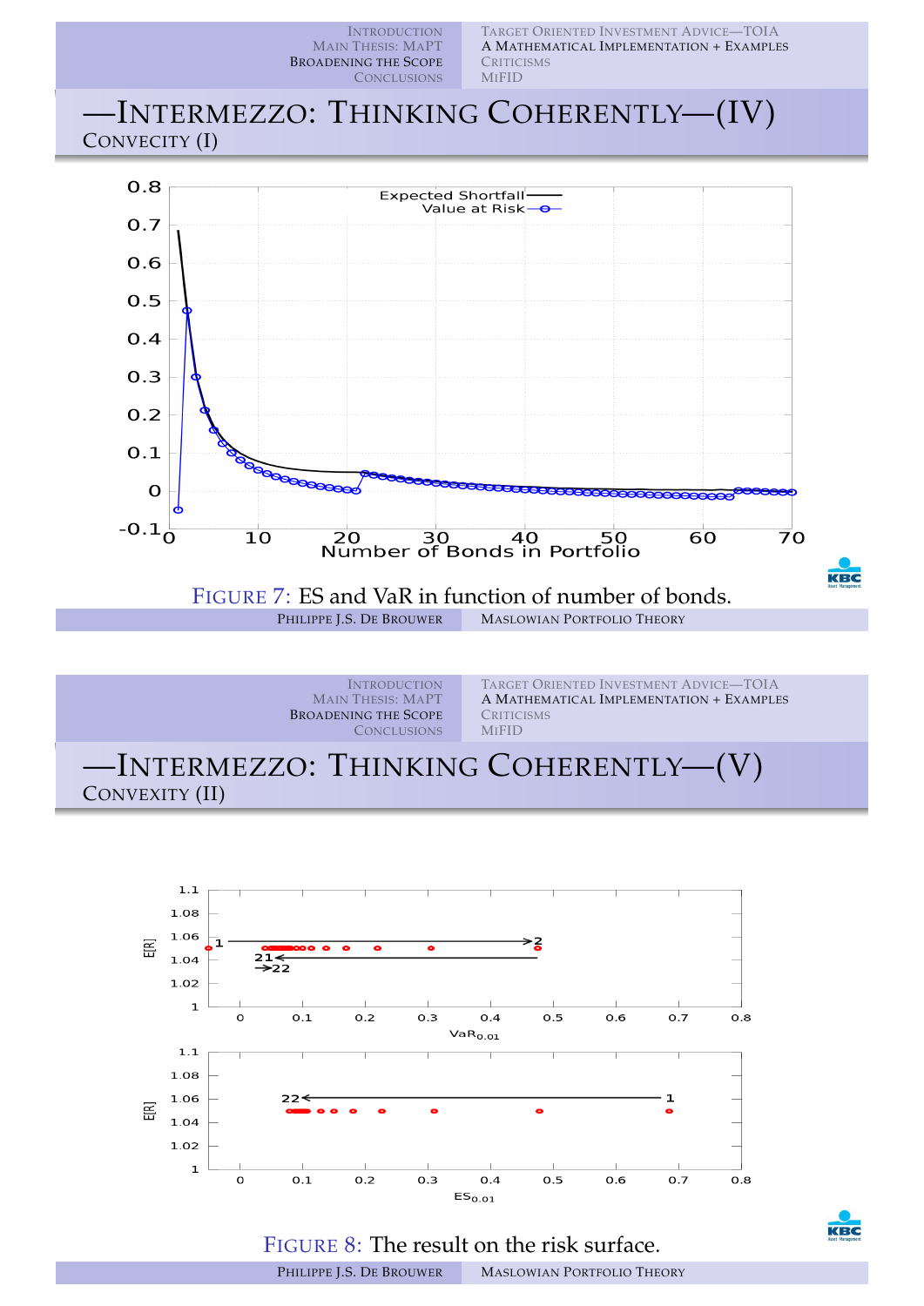## —Intermezzo: Thinking Coherently—(IV)

### Convexity (I)

Figure 7: ES and VaR in function of number of bonds.

## —Intermezzo: Thinking Coherently—(V)

### Convexity (II)

Figure 8: The result on the risk surface.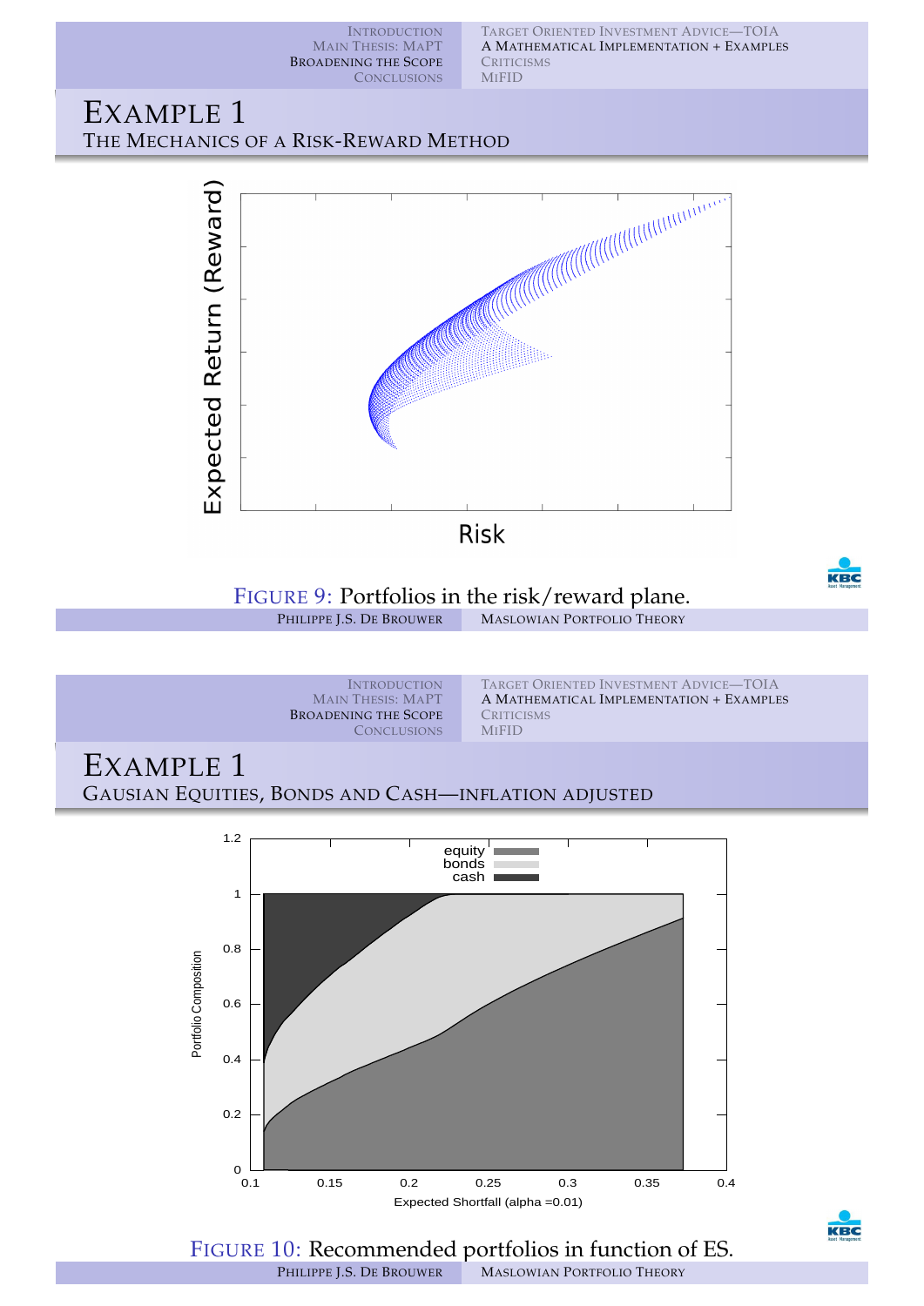# Example 1

## The Mechanics of a Risk-Reward Method

Figure 9: Portfolios in the risk/reward plane.

# Example 1

## Gausian Equities, Bonds and Cash—inflation adjusted

Figure 10: Recommended portfolios in function of ES.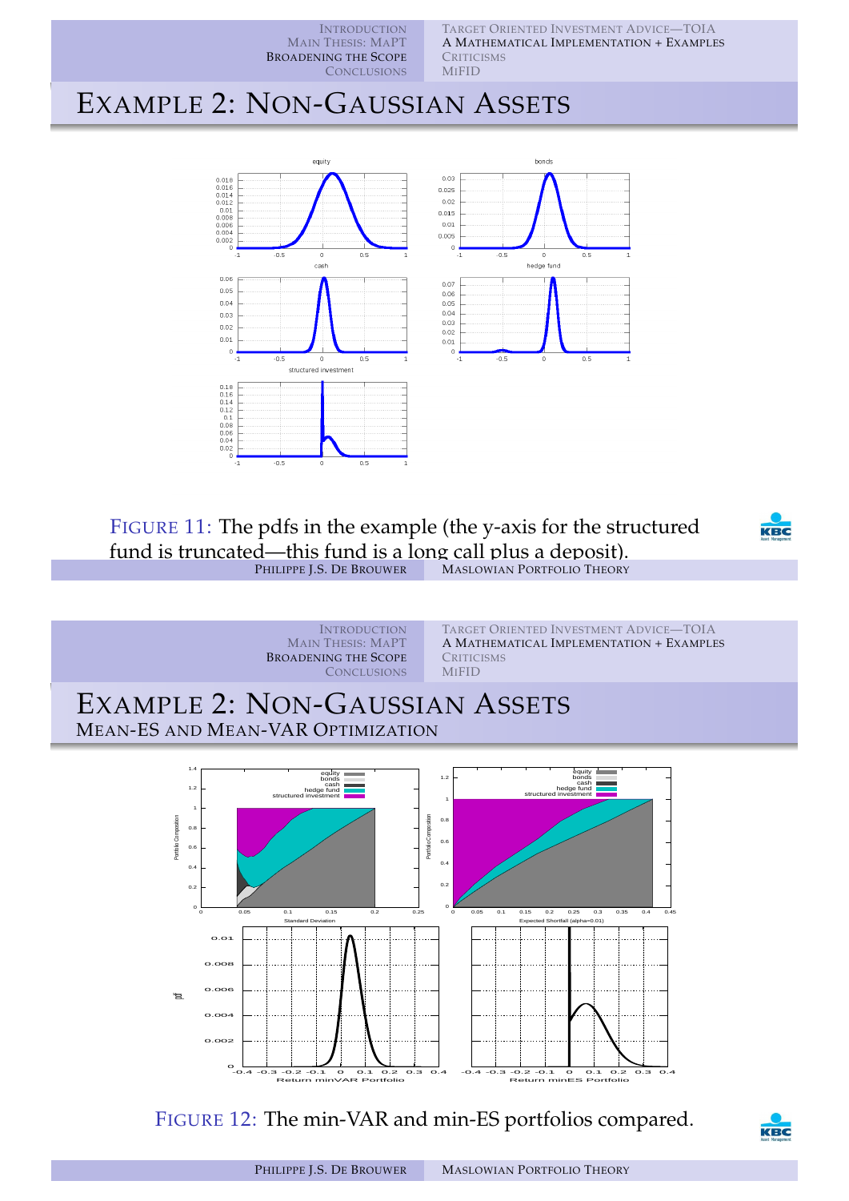# Example 2: Non-Gaussian Assets

Figure 11: The pdfs in the example (the y-axis for the structured fund is truncated—this fund is a long call plus a deposit).

# Example 2: Non-Gaussian Assets

## Mean-ES and Mean-VaR Optimization

Figure 12: The min-VAR and min-ES portfolios compared.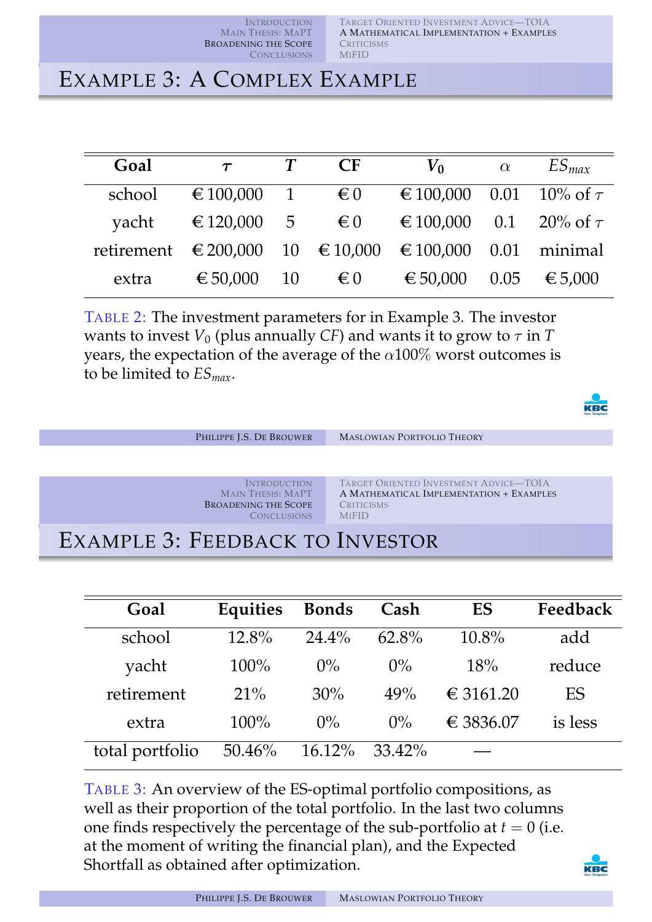# Example 3: A Complex Example

| Goal | $\tau$ | $T$ | CF | $V_0$ | $\alpha$ | $ES_{max}$ |
|---|---|---|---|---|---|---|
| school | € 100,000 | 1 | € 0 | € 100,000 | 0.01 | 10% of $\tau$ |
| yacht | € 120,000 | 5 | € 0 | € 100,000 | 0.1 | 20% of $\tau$ |
| retirement | € 200,000 | 10 | € 10,000 | € 100,000 | 0.01 | minimal |
| extra | € 50,000 | 10 | € 0 | € 50,000 | 0.05 | € 5,000 |

TABLE 2: The investment parameters for in Example 3. The investor wants to invest $V_0$ (plus annually $CF$) and wants it to grow to $\tau$ in $T$ years, the expectation of the average of the $\alpha 100\%$ worst outcomes is to be limited to $ES_{max}$.

# Example 3: Feedback to Investor

| Goal | Equities | Bonds | Cash | ES | Feedback |
|---|---|---|---|---|---|
| school | 12.8% | 24.4% | 62.8% | 10.8% | add |
| yacht | 100% | 0% | 0% | 18% | reduce |
| retirement | 21% | 30% | 49% | € 3161.20 | ES |
| extra | 100% | 0% | 0% | € 3836.07 | is less |
| total portfolio | 50.46% | 16.12% | 33.42% | — | |

TABLE 3: An overview of the ES-optimal portfolio compositions, as well as their proportion of the total portfolio. In the last two columns one finds respectively the percentage of the sub-portfolio at $t = 0$ (i.e. at the moment of writing the financial plan), and the Expected Shortfall as obtained after optimization.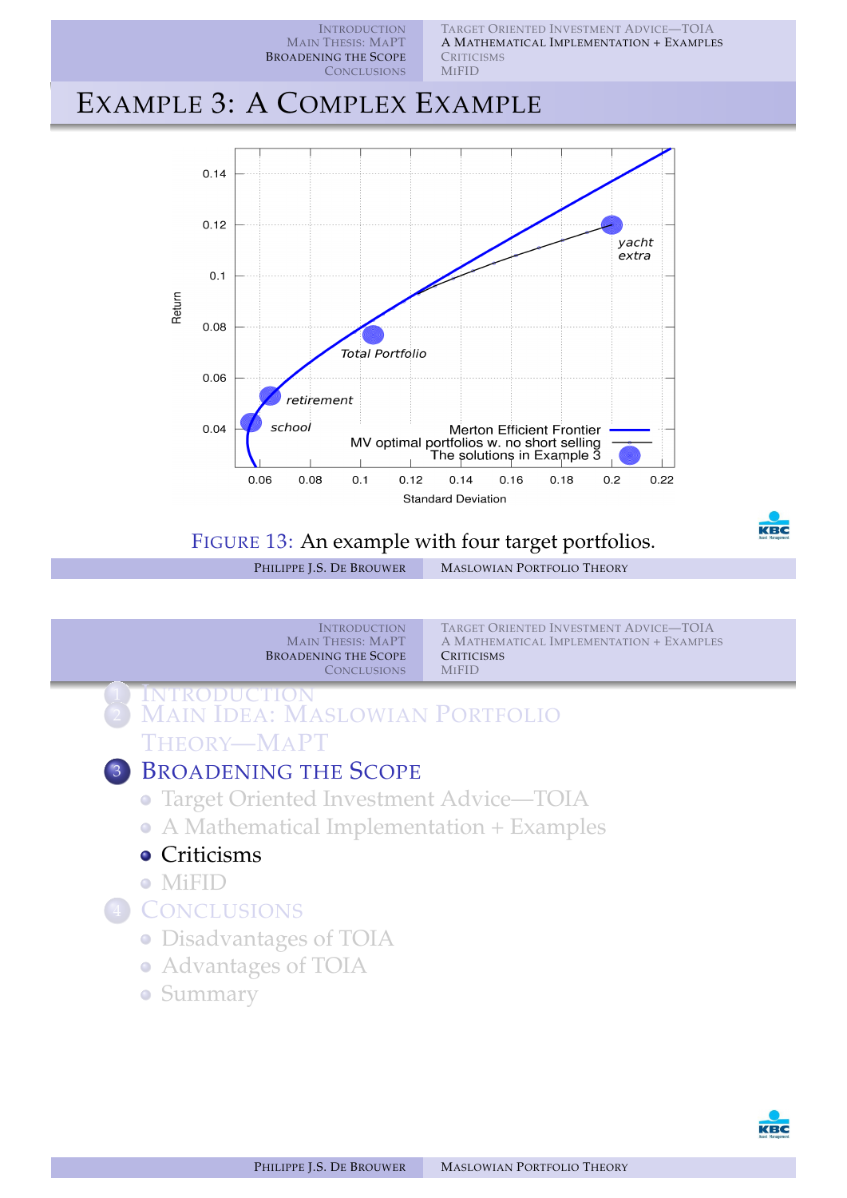# Example 3: A Complex Example

Figure 13: An example with four target portfolios.

---

1. Introduction
2. Main Idea: Maslowian Portfolio Theory—MaPT
3. **Broadening the Scope**
   - Target Oriented Investment Advice—TOIA
   - A Mathematical Implementation + Examples
   - **Criticisms**
   - MiFID
4. Conclusions
   - Disadvantages of TOIA
   - Advantages of TOIA
   - Summary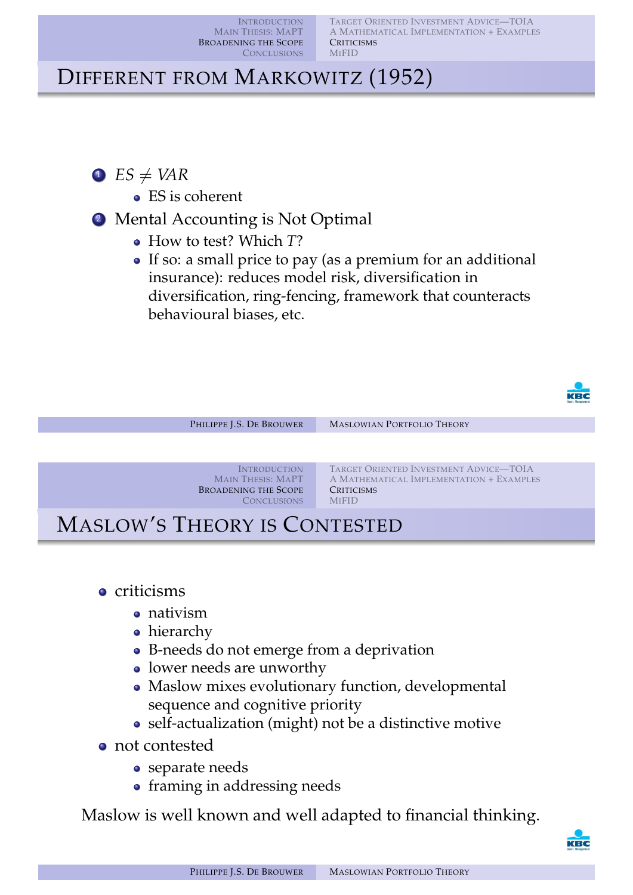# Different from Markowitz (1952)

1. $ES \neq VAR$
   - ES is coherent
2. Mental Accounting is Not Optimal
   - How to test? Which $T$?
   - If so: a small price to pay (as a premium for an additional insurance): reduces model risk, diversification in diversification, ring-fencing, framework that counteracts behavioural biases, etc.

# Maslow's Theory is Contested

- criticisms
  - nativism
  - hierarchy
  - B-needs do not emerge from a deprivation
  - lower needs are unworthy
  - Maslow mixes evolutionary function, developmental sequence and cognitive priority
  - self-actualization (might) not be a distinctive motive
- not contested
  - separate needs
  - framing in addressing needs

Maslow is well known and well adapted to financial thinking.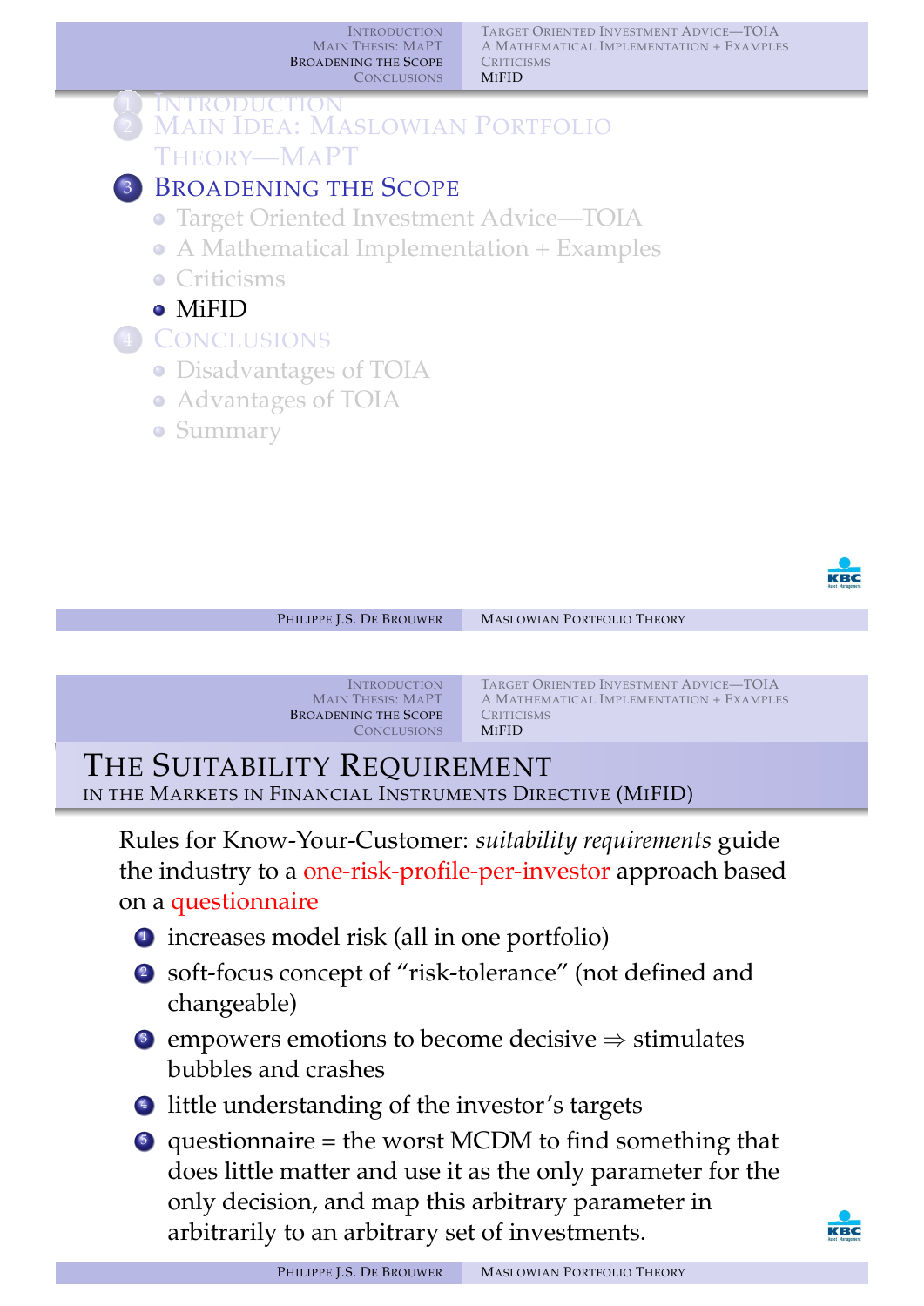1. Introduction
2. Main Idea: Maslowian Portfolio Theory—MaPT
3. **Broadening the Scope**
   - Target Oriented Investment Advice—TOIA
   - A Mathematical Implementation + Examples
   - Criticisms
   - **MiFID**
4. Conclusions
   - Disadvantages of TOIA
   - Advantages of TOIA
   - Summary

## The Suitability Requirement

### in the Markets in Financial Instruments Directive (MiFID)

Rules for Know-Your-Customer: *suitability requirements* guide the industry to a one-risk-profile-per-investor approach based on a questionnaire

1. increases model risk (all in one portfolio)
2. soft-focus concept of "risk-tolerance" (not defined and changeable)
3. empowers emotions to become decisive $\Rightarrow$ stimulates bubbles and crashes
4. little understanding of the investor's targets
5. questionnaire = the worst MCDM to find something that does little matter and use it as the only parameter for the only decision, and map this arbitrary parameter in arbitrarily to an arbitrary set of investments.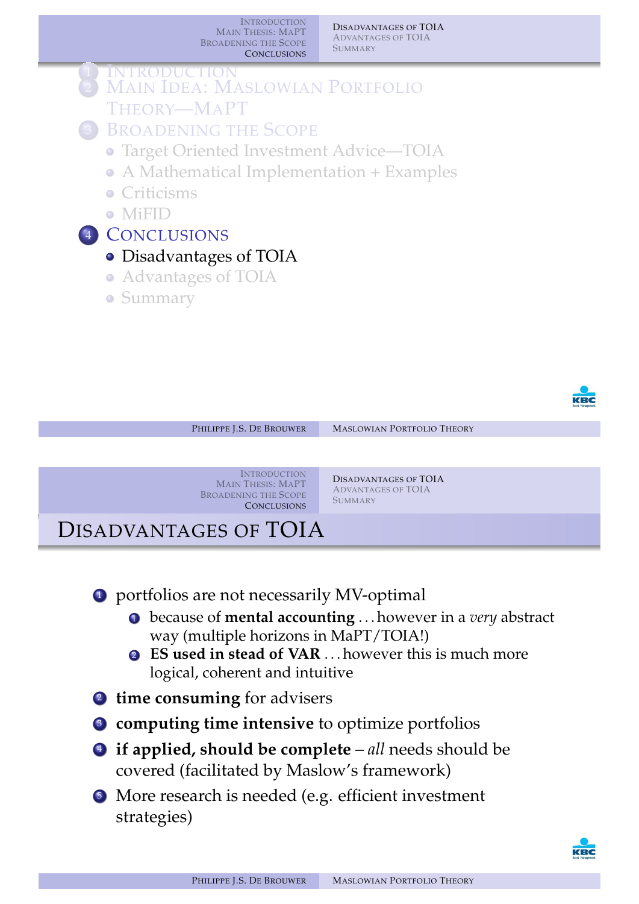1. Introduction
2. Main Idea: Maslowian Portfolio Theory—MaPT
3. Broadening the Scope
   - Target Oriented Investment Advice—TOIA
   - A Mathematical Implementation + Examples
   - Criticisms
   - MiFID
4. Conclusions
   - Disadvantages of TOIA
   - Advantages of TOIA
   - Summary

# Disadvantages of TOIA

1. portfolios are not necessarily MV-optimal
   1. because of **mental accounting** . . . however in a *very* abstract way (multiple horizons in MaPT/TOIA!)
   2. **ES used in stead of VAR** . . . however this is much more logical, coherent and intuitive
2. **time consuming** for advisers
3. **computing time intensive** to optimize portfolios
4. **if applied, should be complete** – *all* needs should be covered (facilitated by Maslow's framework)
5. More research is needed (e.g. efficient investment strategies)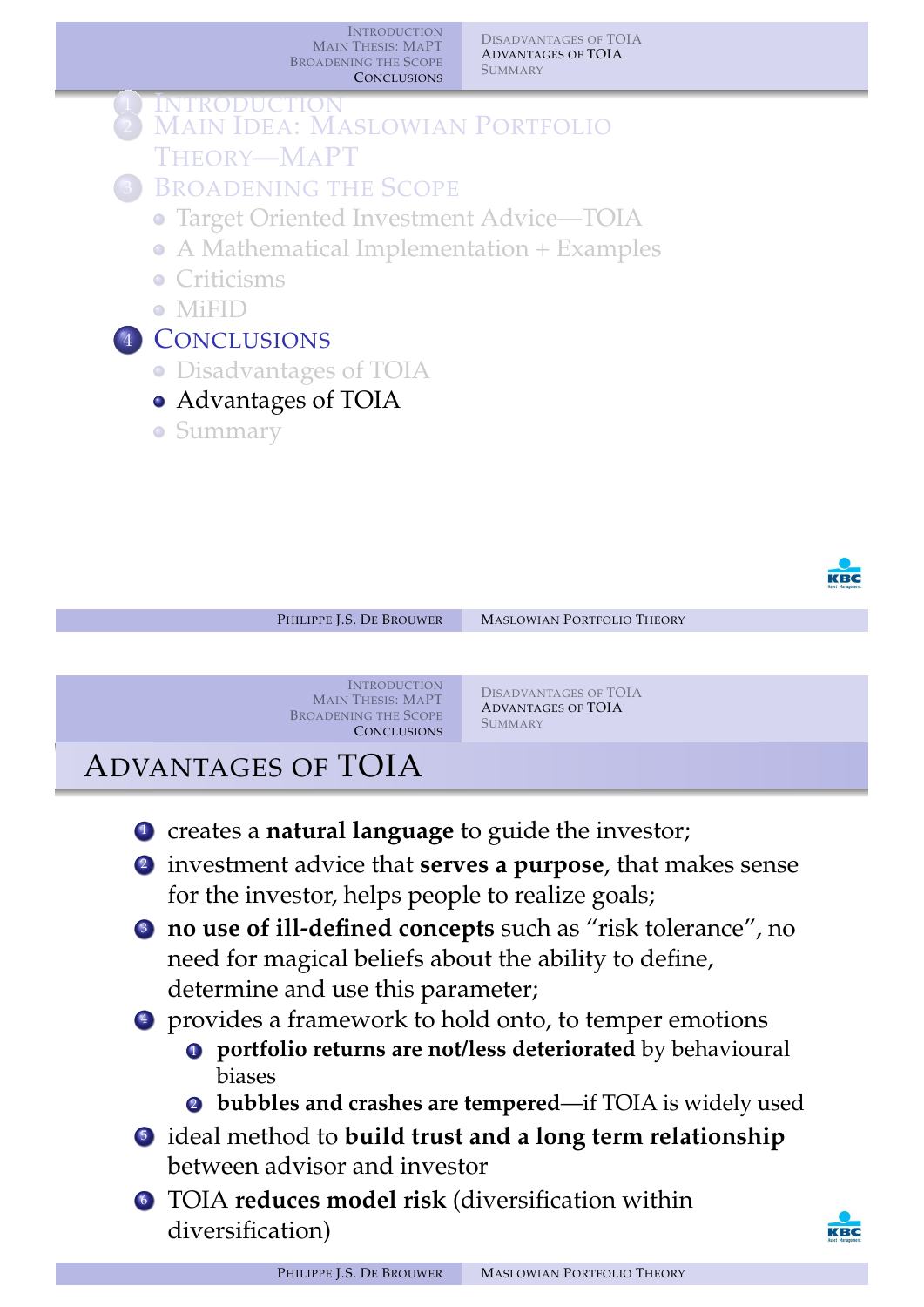1. Introduction
2. Main Idea: Maslowian Portfolio Theory—MaPT
3. Broadening the Scope
   - Target Oriented Investment Advice—TOIA
   - A Mathematical Implementation + Examples
   - Criticisms
   - MiFID
4. **Conclusions**
   - Disadvantages of TOIA
   - **Advantages of TOIA**
   - Summary

# Advantages of TOIA

1. creates a **natural language** to guide the investor;
2. investment advice that **serves a purpose**, that makes sense for the investor, helps people to realize goals;
3. **no use of ill-defined concepts** such as “risk tolerance”, no need for magical beliefs about the ability to define, determine and use this parameter;
4. provides a framework to hold onto, to temper emotions
   1. **portfolio returns are not/less deteriorated** by behavioural biases
   2. **bubbles and crashes are tempered**—if TOIA is widely used
5. ideal method to **build trust and a long term relationship** between advisor and investor
6. TOIA **reduces model risk** (diversification within diversification)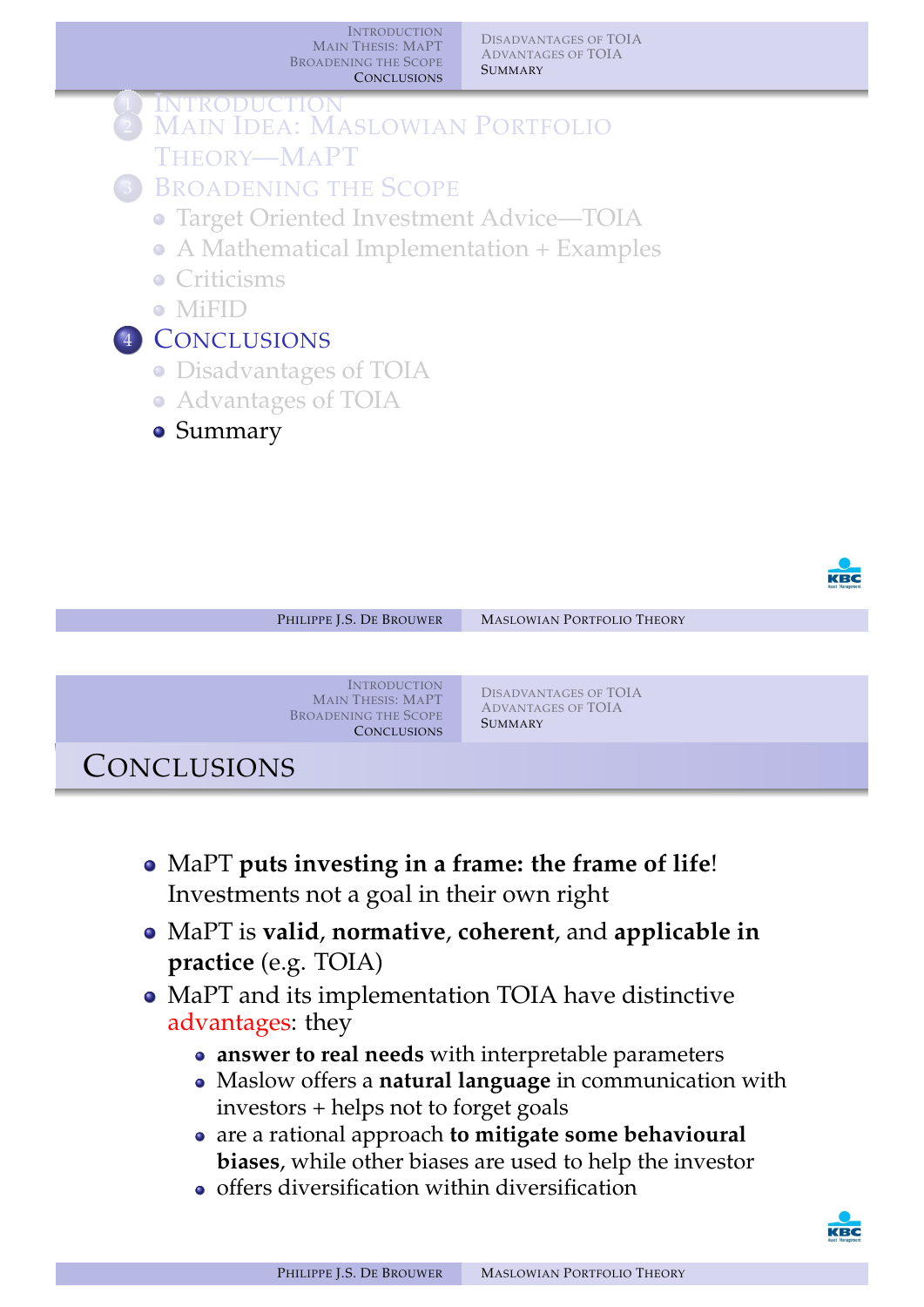1. Introduction
2. Main Idea: Maslowian Portfolio Theory—MaPT
3. Broadening the Scope
   - Target Oriented Investment Advice—TOIA
   - A Mathematical Implementation + Examples
   - Criticisms
   - MiFID
4. Conclusions
   - Disadvantages of TOIA
   - Advantages of TOIA
   - Summary

# Conclusions

- MaPT **puts investing in a frame: the frame of life**! Investments not a goal in their own right
- MaPT is **valid**, **normative**, **coherent**, and **applicable in practice** (e.g. TOIA)
- MaPT and its implementation TOIA have distinctive advantages: they
  - **answer to real needs** with interpretable parameters
  - Maslow offers a **natural language** in communication with investors + helps not to forget goals
  - are a rational approach **to mitigate some behavioural biases**, while other biases are used to help the investor
  - offers diversification within diversification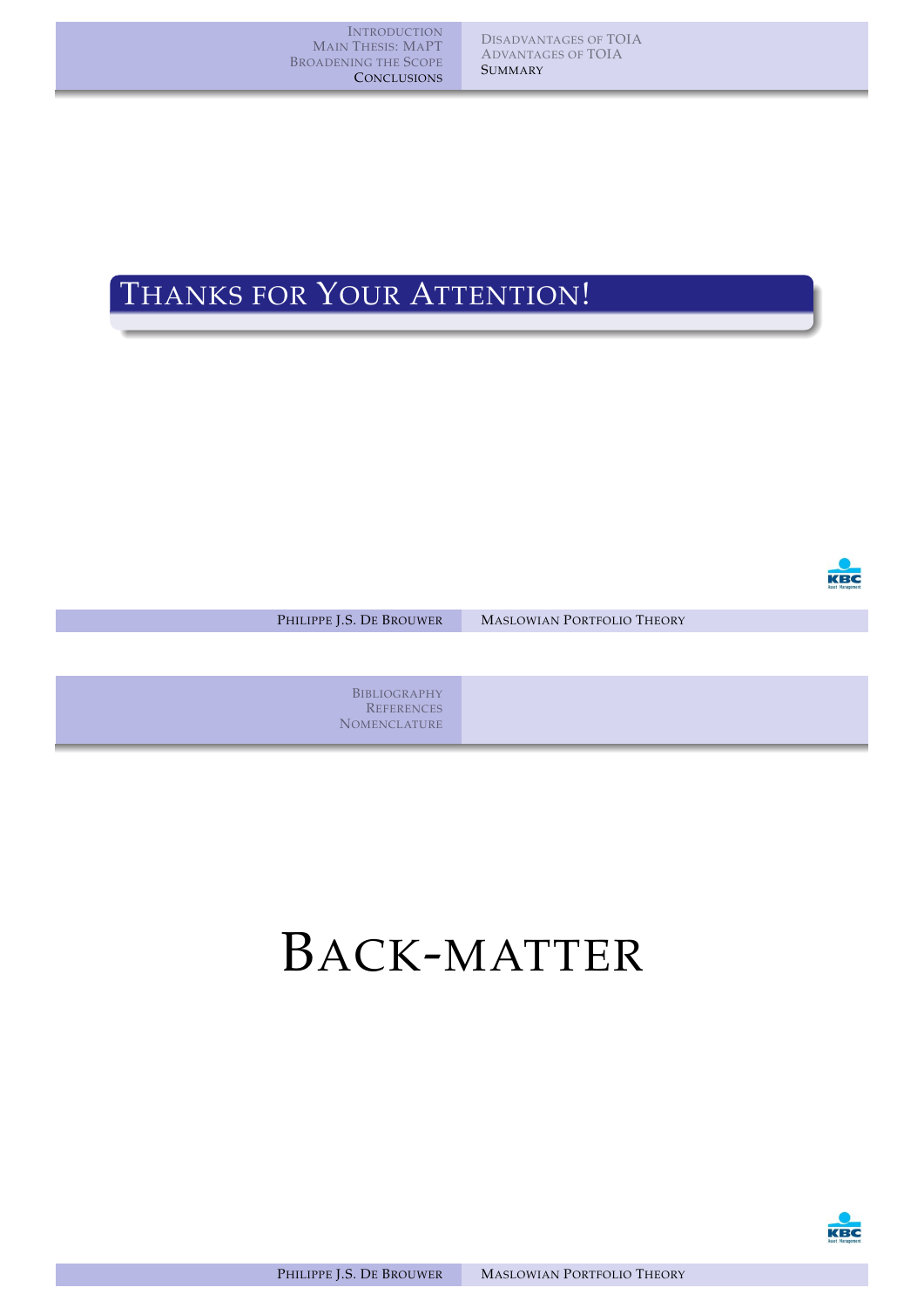## Thanks for Your Attention!

# Back-matter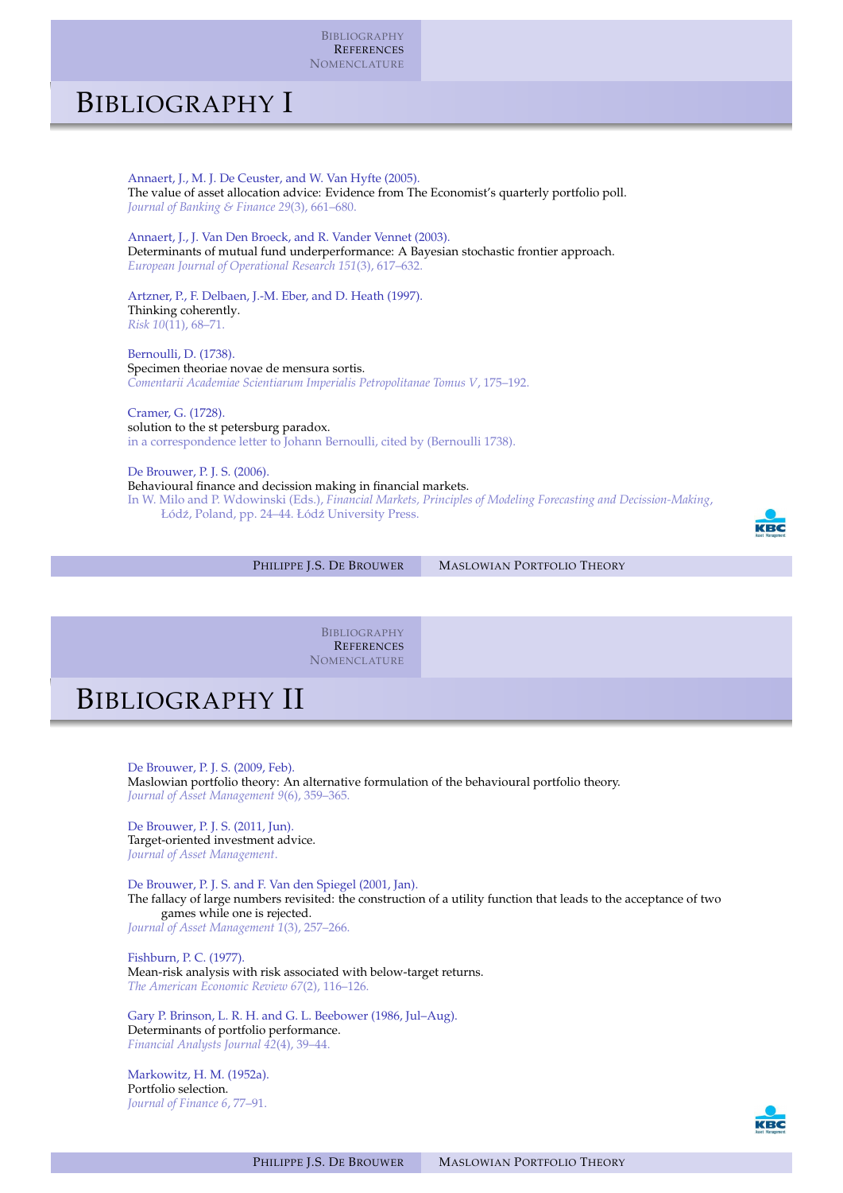# Bibliography I

Annaert, J., M. J. De Ceuster, and W. Van Hyfte (2005).
The value of asset allocation advice: Evidence from The Economist's quarterly portfolio poll.
*Journal of Banking & Finance 29*(3), 661–680.

Annaert, J., J. Van Den Broeck, and R. Vander Vennet (2003).
Determinants of mutual fund underperformance: A Bayesian stochastic frontier approach.
*European Journal of Operational Research 151*(3), 617–632.

Artzner, P., F. Delbaen, J.-M. Eber, and D. Heath (1997).
Thinking coherently.
*Risk 10*(11), 68–71.

Bernoulli, D. (1738).
Specimen theoriae novae de mensura sortis.
*Comentarii Academiae Scientiarum Imperialis Petropolitanae Tomus V*, 175–192.

Cramer, G. (1728).
solution to the st petersburg paradox.
in a correspondence letter to Johann Bernoulli, cited by (Bernoulli 1738).

De Brouwer, P. J. S. (2006).
Behavioural finance and decission making in financial markets.
In W. Milo and P. Wdowinski (Eds.), *Financial Markets, Principles of Modeling Forecasting and Decission-Making*, Łódź, Poland, pp. 24–44. Łódź University Press.

# Bibliography II

De Brouwer, P. J. S. (2009, Feb).
Maslowian portfolio theory: An alternative formulation of the behavioural portfolio theory.
*Journal of Asset Management 9*(6), 359–365.

De Brouwer, P. J. S. (2011, Jun).
Target-oriented investment advice.
*Journal of Asset Management*.

De Brouwer, P. J. S. and F. Van den Spiegel (2001, Jan).
The fallacy of large numbers revisited: the construction of a utility function that leads to the acceptance of two games while one is rejected.
*Journal of Asset Management 1*(3), 257–266.

Fishburn, P. C. (1977).
Mean-risk analysis with risk associated with below-target returns.
*The American Economic Review 67*(2), 116–126.

Gary P. Brinson, L. R. H. and G. L. Beebower (1986, Jul–Aug).
Determinants of portfolio performance.
*Financial Analysts Journal 42*(4), 39–44.

Markowitz, H. M. (1952a).
Portfolio selection.
*Journal of Finance 6*, 77–91.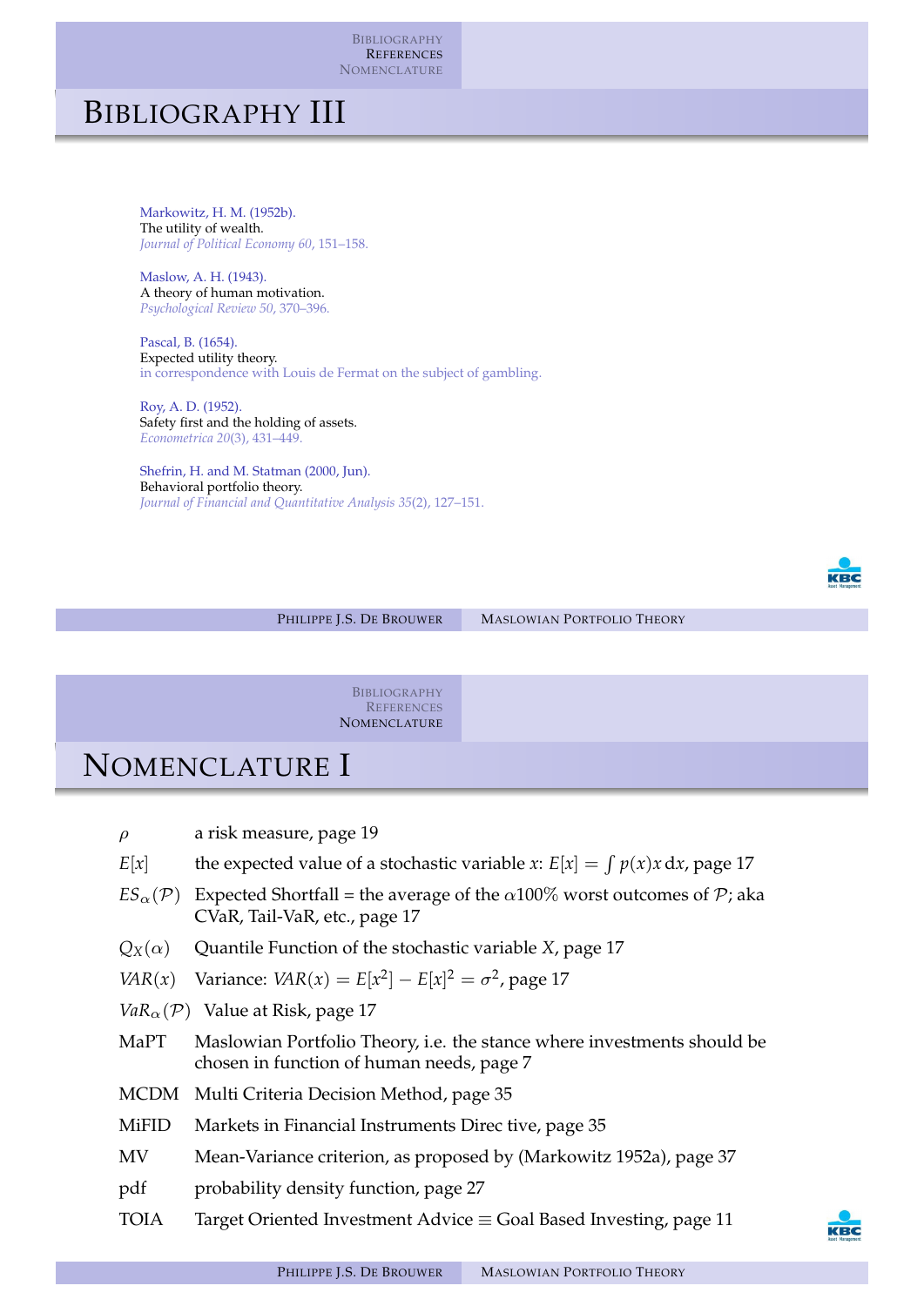# Bibliography III

Markowitz, H. M. (1952b).
The utility of wealth.
*Journal of Political Economy 60*, 151–158.

Maslow, A. H. (1943).
A theory of human motivation.
*Psychological Review 50*, 370–396.

Pascal, B. (1654).
Expected utility theory.
in correspondence with Louis de Fermat on the subject of gambling.

Roy, A. D. (1952).
Safety first and the holding of assets.
*Econometrica 20*(3), 431–449.

Shefrin, H. and M. Statman (2000, Jun).
Behavioral portfolio theory.
*Journal of Financial and Quantitative Analysis 35*(2), 127–151.

# Nomenclature I

| | |
|---|---|
| $\rho$ | a risk measure, page 19 |
| $E[x]$ | the expected value of a stochastic variable $x$: $E[x] = \int p(x)x\,\mathrm{d}x$, page 17 |
| $ES_\alpha(\mathcal{P})$ | Expected Shortfall = the average of the $\alpha 100\%$ worst outcomes of $\mathcal{P}$; aka CVaR, Tail-VaR, etc., page 17 |
| $Q_X(\alpha)$ | Quantile Function of the stochastic variable $X$, page 17 |
| $VAR(x)$ | Variance: $VAR(x) = E[x^2] - E[x]^2 = \sigma^2$, page 17 |
| $VaR_\alpha(\mathcal{P})$ | Value at Risk, page 17 |
| MaPT | Maslowian Portfolio Theory, i.e. the stance where investments should be chosen in function of human needs, page 7 |
| MCDM | Multi Criteria Decision Method, page 35 |
| MiFID | Markets in Financial Instruments Direc tive, page 35 |
| MV | Mean-Variance criterion, as proposed by (Markowitz 1952a), page 37 |
| pdf | probability density function, page 27 |
| TOIA | Target Oriented Investment Advice $\equiv$ Goal Based Investing, page 11 |